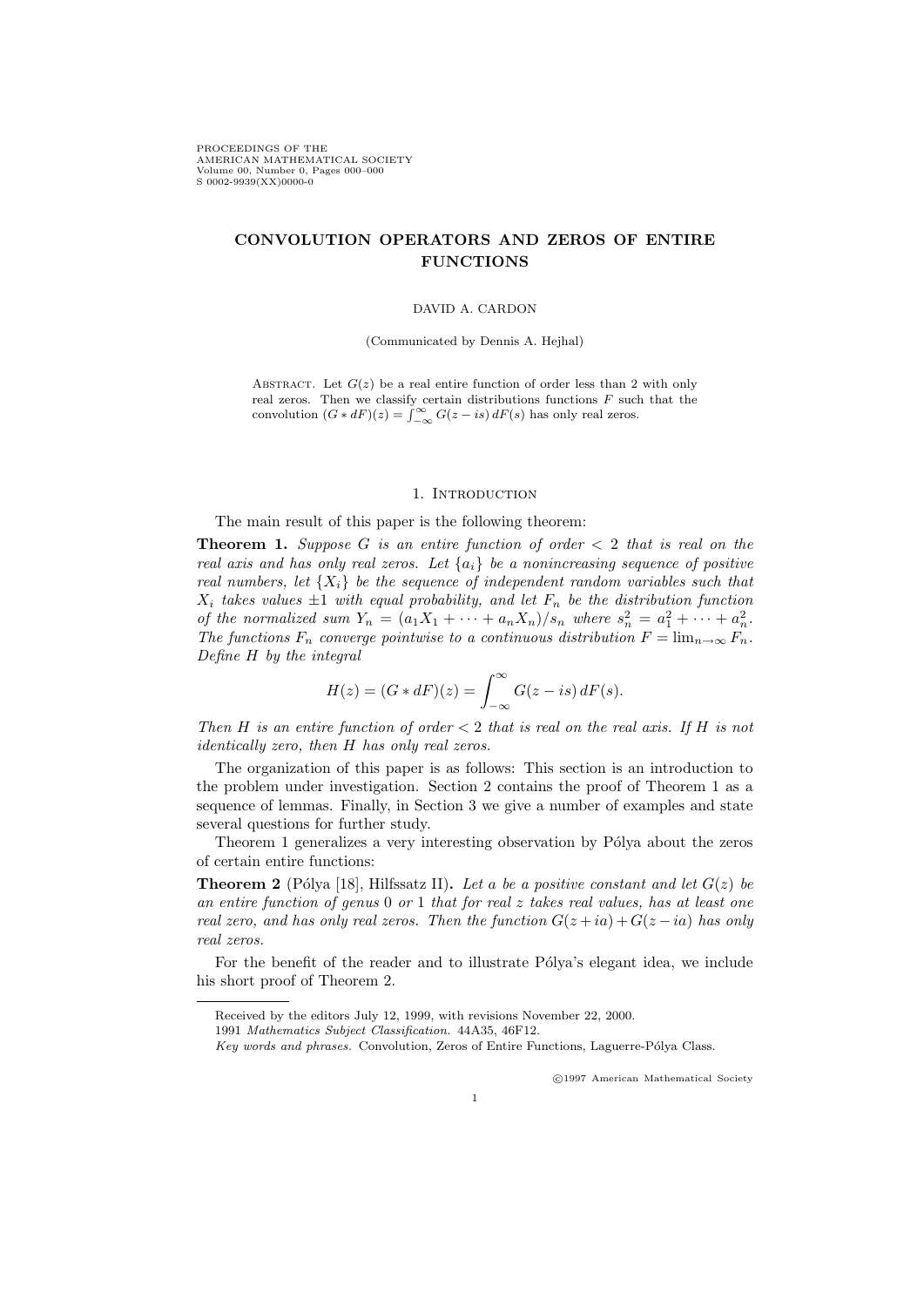# CONVOLUTION OPERATORS AND ZEROS OF ENTIRE FUNCTIONS

DAVID A. CARDON

(Communicated by Dennis A. Hejhal)

Abstract. Let $G(z)$ be a real entire function of order less than 2 with only real zeros. Then we classify certain distributions functions $F$ such that the convolution $(G * dF)(z) = \int_{-\infty}^{\infty} G(z - is)\, dF(s)$ has only real zeros.

## 1. Introduction

The main result of this paper is the following theorem:

**Theorem 1.** *Suppose $G$ is an entire function of order $< 2$ that is real on the real axis and has only real zeros. Let $\{a_i\}$ be a nonincreasing sequence of positive real numbers, let $\{X_i\}$ be the sequence of independent random variables such that $X_i$ takes values $\pm 1$ with equal probability, and let $F_n$ be the distribution function of the normalized sum $Y_n = (a_1 X_1 + \cdots + a_n X_n)/s_n$ where $s_n^2 = a_1^2 + \cdots + a_n^2$. The functions $F_n$ converge pointwise to a continuous distribution $F = \lim_{n \to \infty} F_n$. Define $H$ by the integral*

$$H(z) = (G * dF)(z) = \int_{-\infty}^{\infty} G(z - is)\, dF(s).$$

*Then $H$ is an entire function of order $< 2$ that is real on the real axis. If $H$ is not identically zero, then $H$ has only real zeros.*

The organization of this paper is as follows: This section is an introduction to the problem under investigation. Section 2 contains the proof of Theorem 1 as a sequence of lemmas. Finally, in Section 3 we give a number of examples and state several questions for further study.

Theorem 1 generalizes a very interesting observation by Pólya about the zeros of certain entire functions:

**Theorem 2** (Pólya [18], Hilfssatz II)**.** *Let $a$ be a positive constant and let $G(z)$ be an entire function of genus 0 or 1 that for real $z$ takes real values, has at least one real zero, and has only real zeros. Then the function $G(z + ia) + G(z - ia)$ has only real zeros.*

For the benefit of the reader and to illustrate Pólya's elegant idea, we include his short proof of Theorem 2.

---

Received by the editors July 12, 1999, with revisions November 22, 2000.

1991 *Mathematics Subject Classification.* 44A35, 46F12.

*Key words and phrases.* Convolution, Zeros of Entire Functions, Laguerre-Pólya Class.

©1997 American Mathematical Society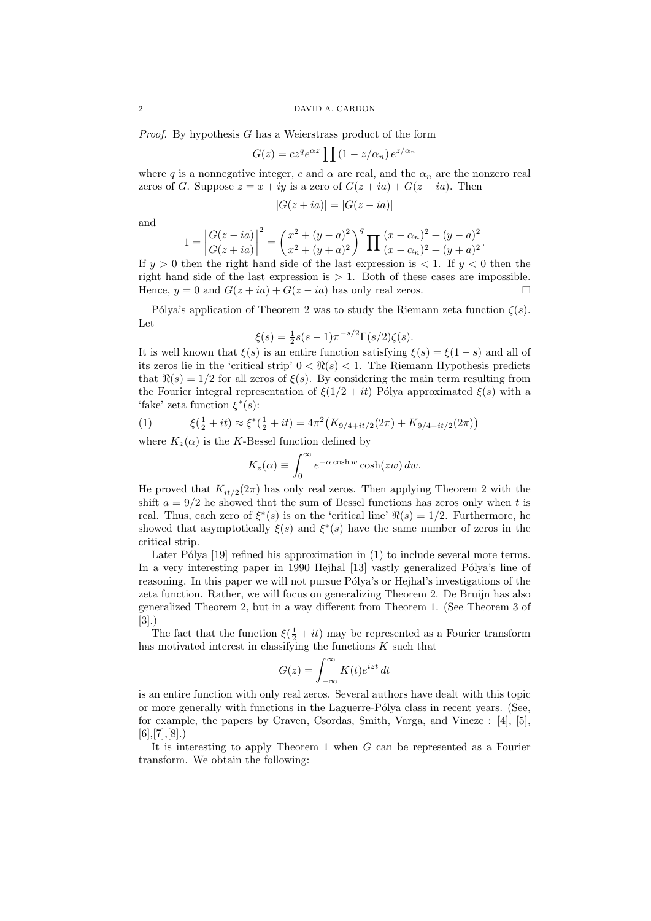*Proof.* By hypothesis $G$ has a Weierstrass product of the form

$$G(z) = cz^q e^{\alpha z} \prod (1 - z/\alpha_n) e^{z/\alpha_n}$$

where $q$ is a nonnegative integer, $c$ and $\alpha$ are real, and the $\alpha_n$ are the nonzero real zeros of $G$. Suppose $z = x + iy$ is a zero of $G(z + ia) + G(z - ia)$. Then

$$|G(z + ia)| = |G(z - ia)|$$

and

$$1 = \left| \frac{G(z - ia)}{G(z + ia)} \right|^2 = \left( \frac{x^2 + (y - a)^2}{x^2 + (y + a)^2} \right)^q \prod \frac{(x - \alpha_n)^2 + (y - a)^2}{(x - \alpha_n)^2 + (y + a)^2}.$$

If $y > 0$ then the right hand side of the last expression is $< 1$. If $y < 0$ then the right hand side of the last expression is $> 1$. Both of these cases are impossible. Hence, $y = 0$ and $G(z + ia) + G(z - ia)$ has only real zeros. □

Pólya's application of Theorem 2 was to study the Riemann zeta function $\zeta(s)$. Let

$$\xi(s) = \tfrac{1}{2} s(s - 1)\pi^{-s/2}\Gamma(s/2)\zeta(s).$$

It is well known that $\xi(s)$ is an entire function satisfying $\xi(s) = \xi(1 - s)$ and all of its zeros lie in the 'critical strip' $0 < \Re(s) < 1$. The Riemann Hypothesis predicts that $\Re(s) = 1/2$ for all zeros of $\xi(s)$. By considering the main term resulting from the Fourier integral representation of $\xi(1/2 + it)$ Pólya approximated $\xi(s)$ with a 'fake' zeta function $\xi^*(s)$:

$$\xi(\tfrac{1}{2} + it) \approx \xi^*(\tfrac{1}{2} + it) = 4\pi^2 \big( K_{9/4 + it/2}(2\pi) + K_{9/4 - it/2}(2\pi) \big) \tag{1}$$

where $K_z(\alpha)$ is the $K$-Bessel function defined by

$$K_z(\alpha) \equiv \int_0^\infty e^{-\alpha \cosh w} \cosh(zw)\, dw.$$

He proved that $K_{it/2}(2\pi)$ has only real zeros. Then applying Theorem 2 with the shift $a = 9/2$ he showed that the sum of Bessel functions has zeros only when $t$ is real. Thus, each zero of $\xi^*(s)$ is on the 'critical line' $\Re(s) = 1/2$. Furthermore, he showed that asymptotically $\xi(s)$ and $\xi^*(s)$ have the same number of zeros in the critical strip.

Later Pólya [19] refined his approximation in (1) to include several more terms. In a very interesting paper in 1990 Hejhal [13] vastly generalized Pólya's line of reasoning. In this paper we will not pursue Pólya's or Hejhal's investigations of the zeta function. Rather, we will focus on generalizing Theorem 2. De Bruijn has also generalized Theorem 2, but in a way different from Theorem 1. (See Theorem 3 of [3].)

The fact that the function $\xi(\frac{1}{2} + it)$ may be represented as a Fourier transform has motivated interest in classifying the functions $K$ such that

$$G(z) = \int_{-\infty}^{\infty} K(t) e^{izt}\, dt$$

is an entire function with only real zeros. Several authors have dealt with this topic or more generally with functions in the Laguerre-Pólya class in recent years. (See, for example, the papers by Craven, Csordas, Smith, Varga, and Vincze : [4], [5], [6],[7],[8].)

It is interesting to apply Theorem 1 when $G$ can be represented as a Fourier transform. We obtain the following: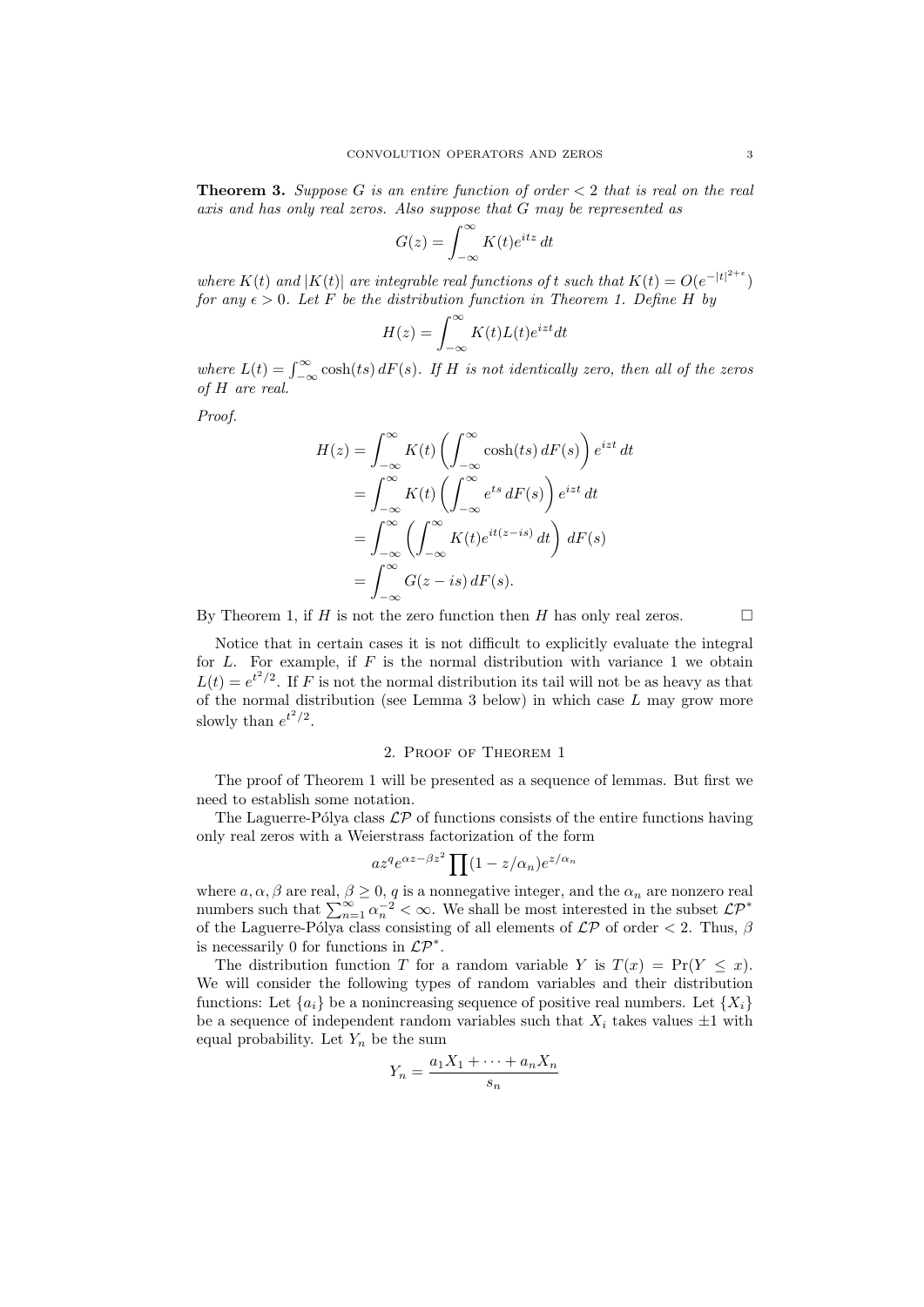**Theorem 3.** *Suppose $G$ is an entire function of order $< 2$ that is real on the real axis and has only real zeros. Also suppose that $G$ may be represented as*

$$G(z) = \int_{-\infty}^{\infty} K(t)e^{itz}\,dt$$

*where $K(t)$ and $|K(t)|$ are integrable real functions of $t$ such that $K(t) = O(e^{-|t|^{2+\epsilon}})$ for any $\epsilon > 0$. Let $F$ be the distribution function in Theorem 1. Define $H$ by*

$$H(z) = \int_{-\infty}^{\infty} K(t)L(t)e^{izt}dt$$

*where $L(t) = \int_{-\infty}^{\infty} \cosh(ts)\,dF(s)$. If $H$ is not identically zero, then all of the zeros of $H$ are real.*

*Proof.*

$$\begin{aligned}
H(z) &= \int_{-\infty}^{\infty} K(t)\left(\int_{-\infty}^{\infty} \cosh(ts)\,dF(s)\right)e^{izt}\,dt \\
&= \int_{-\infty}^{\infty} K(t)\left(\int_{-\infty}^{\infty} e^{ts}\,dF(s)\right)e^{izt}\,dt \\
&= \int_{-\infty}^{\infty} \left(\int_{-\infty}^{\infty} K(t)e^{it(z-is)}\,dt\right)dF(s) \\
&= \int_{-\infty}^{\infty} G(z-is)\,dF(s).
\end{aligned}$$

By Theorem 1, if $H$ is not the zero function then $H$ has only real zeros. □

Notice that in certain cases it is not difficult to explicitly evaluate the integral for $L$. For example, if $F$ is the normal distribution with variance 1 we obtain $L(t) = e^{t^2/2}$. If $F$ is not the normal distribution its tail will not be as heavy as that of the normal distribution (see Lemma 3 below) in which case $L$ may grow more slowly than $e^{t^2/2}$.

## 2. Proof of Theorem 1

The proof of Theorem 1 will be presented as a sequence of lemmas. But first we need to establish some notation.

The Laguerre-Pólya class $\mathcal{LP}$ of functions consists of the entire functions having only real zeros with a Weierstrass factorization of the form

$$az^q e^{\alpha z - \beta z^2}\prod(1 - z/\alpha_n)e^{z/\alpha_n}$$

where $a, \alpha, \beta$ are real, $\beta \geq 0$, $q$ is a nonnegative integer, and the $\alpha_n$ are nonzero real numbers such that $\sum_{n=1}^{\infty} \alpha_n^{-2} < \infty$. We shall be most interested in the subset $\mathcal{LP}^*$ of the Laguerre-Pólya class consisting of all elements of $\mathcal{LP}$ of order $< 2$. Thus, $\beta$ is necessarily 0 for functions in $\mathcal{LP}^*$.

The distribution function $T$ for a random variable $Y$ is $T(x) = \Pr(Y \leq x)$. We will consider the following types of random variables and their distribution functions: Let $\{a_i\}$ be a nonincreasing sequence of positive real numbers. Let $\{X_i\}$ be a sequence of independent random variables such that $X_i$ takes values $\pm 1$ with equal probability. Let $Y_n$ be the sum

$$Y_n = \frac{a_1 X_1 + \cdots + a_n X_n}{s_n}$$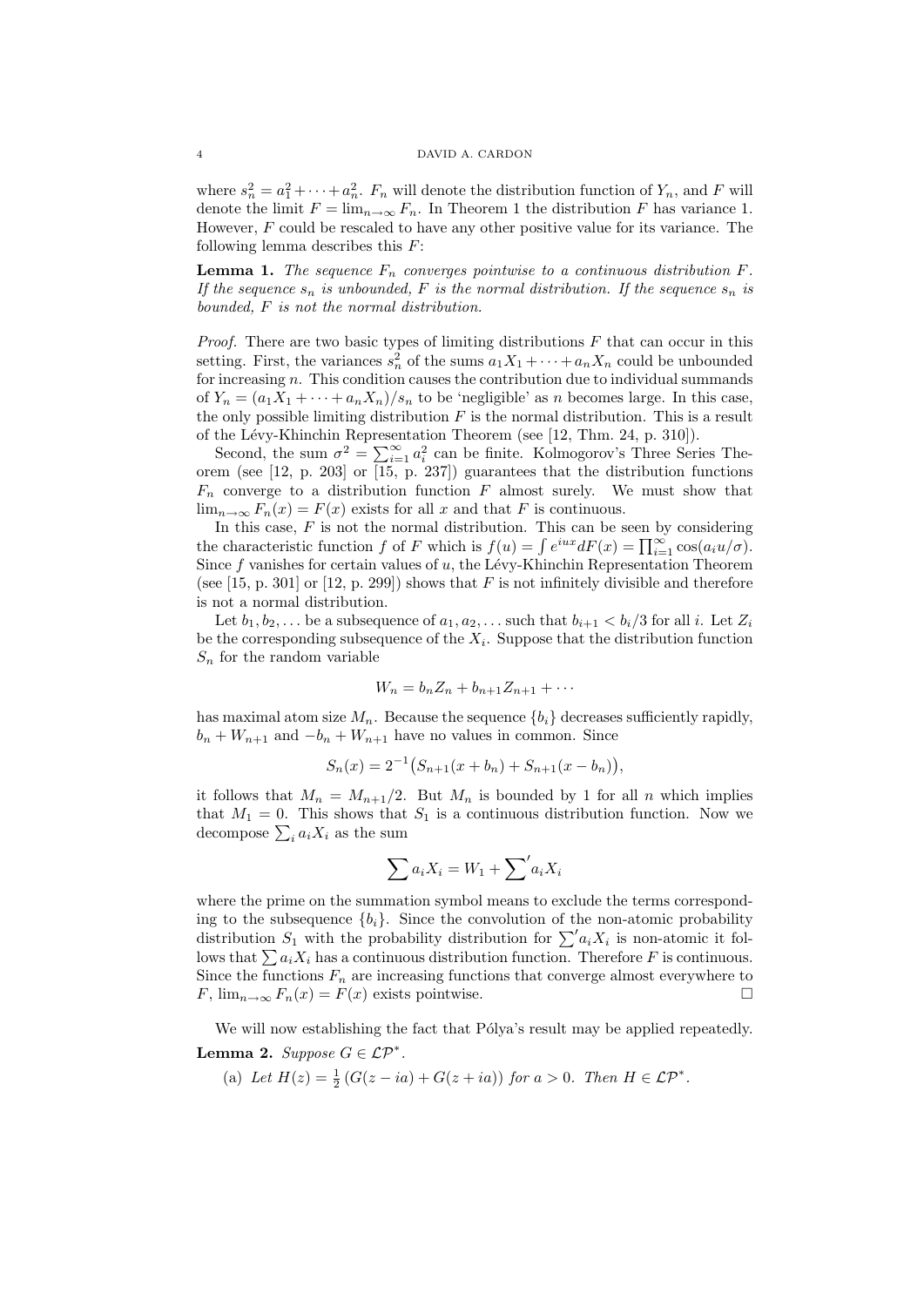where $s_n^2 = a_1^2 + \cdots + a_n^2$. $F_n$ will denote the distribution function of $Y_n$, and $F$ will denote the limit $F = \lim_{n\to\infty} F_n$. In Theorem 1 the distribution $F$ has variance 1. However, $F$ could be rescaled to have any other positive value for its variance. The following lemma describes this $F$:

**Lemma 1.** *The sequence $F_n$ converges pointwise to a continuous distribution $F$. If the sequence $s_n$ is unbounded, $F$ is the normal distribution. If the sequence $s_n$ is bounded, $F$ is not the normal distribution.*

*Proof.* There are two basic types of limiting distributions $F$ that can occur in this setting. First, the variances $s_n^2$ of the sums $a_1X_1 + \cdots + a_nX_n$ could be unbounded for increasing $n$. This condition causes the contribution due to individual summands of $Y_n = (a_1X_1 + \cdots + a_nX_n)/s_n$ to be 'negligible' as $n$ becomes large. In this case, the only possible limiting distribution $F$ is the normal distribution. This is a result of the Lévy-Khinchin Representation Theorem (see [12, Thm. 24, p. 310]).

Second, the sum $\sigma^2 = \sum_{i=1}^{\infty} a_i^2$ can be finite. Kolmogorov's Three Series Theorem (see [12, p. 203] or [15, p. 237]) guarantees that the distribution functions $F_n$ converge to a distribution function $F$ almost surely. We must show that $\lim_{n\to\infty} F_n(x) = F(x)$ exists for all $x$ and that $F$ is continuous.

In this case, $F$ is not the normal distribution. This can be seen by considering the characteristic function $f$ of $F$ which is $f(u) = \int e^{iux} dF(x) = \prod_{i=1}^{\infty} \cos(a_i u/\sigma)$. Since $f$ vanishes for certain values of $u$, the Lévy-Khinchin Representation Theorem (see [15, p. 301] or [12, p. 299]) shows that $F$ is not infinitely divisible and therefore is not a normal distribution.

Let $b_1, b_2, \ldots$ be a subsequence of $a_1, a_2, \ldots$ such that $b_{i+1} < b_i/3$ for all $i$. Let $Z_i$ be the corresponding subsequence of the $X_i$. Suppose that the distribution function $S_n$ for the random variable

$$W_n = b_n Z_n + b_{n+1} Z_{n+1} + \cdots$$

has maximal atom size $M_n$. Because the sequence $\{b_i\}$ decreases sufficiently rapidly, $b_n + W_{n+1}$ and $-b_n + W_{n+1}$ have no values in common. Since

$$S_n(x) = 2^{-1}\big(S_{n+1}(x + b_n) + S_{n+1}(x - b_n)\big),$$

it follows that $M_n = M_{n+1}/2$. But $M_n$ is bounded by 1 for all $n$ which implies that $M_1 = 0$. This shows that $S_1$ is a continuous distribution function. Now we decompose $\sum_i a_i X_i$ as the sum

$$\sum a_i X_i = W_1 + {\sum}' a_i X_i$$

where the prime on the summation symbol means to exclude the terms corresponding to the subsequence $\{b_i\}$. Since the convolution of the non-atomic probability distribution $S_1$ with the probability distribution for ${\sum}' a_i X_i$ is non-atomic it follows that $\sum a_i X_i$ has a continuous distribution function. Therefore $F$ is continuous. Since the functions $F_n$ are increasing functions that converge almost everywhere to $F$, $\lim_{n\to\infty} F_n(x) = F(x)$ exists pointwise. $\square$

We will now establishing the fact that Pólya's result may be applied repeatedly.

**Lemma 2.** *Suppose $G \in \mathcal{LP}^*$.*

(a) *Let $H(z) = \frac{1}{2}\left(G(z - ia) + G(z + ia)\right)$ for $a > 0$. Then $H \in \mathcal{LP}^*$.*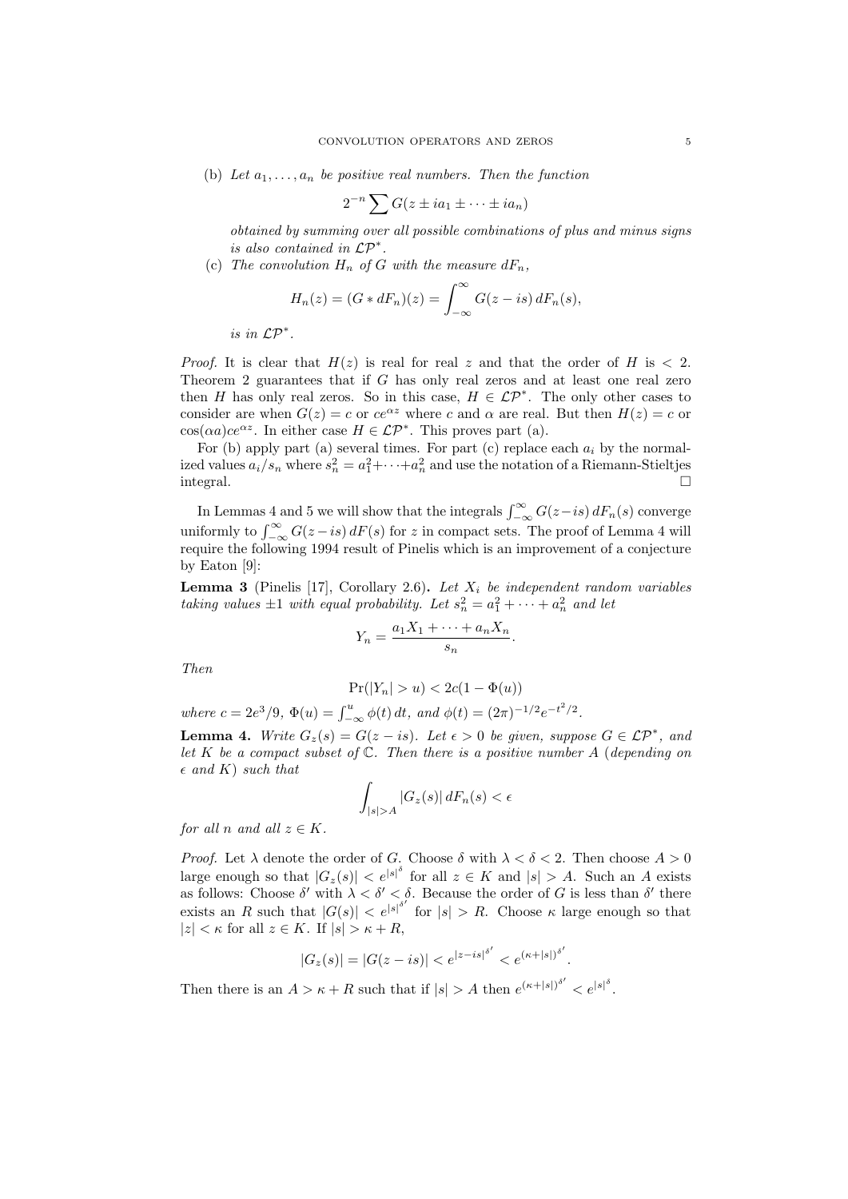(b) *Let $a_1, \dots, a_n$ be positive real numbers. Then the function*

$$2^{-n} \sum G(z \pm ia_1 \pm \cdots \pm ia_n)$$

*obtained by summing over all possible combinations of plus and minus signs is also contained in $\mathcal{LP}^*$.*

(c) *The convolution $H_n$ of $G$ with the measure $dF_n$,*

$$H_n(z) = (G * dF_n)(z) = \int_{-\infty}^{\infty} G(z - is)\, dF_n(s),$$

*is in $\mathcal{LP}^*$.*

*Proof.* It is clear that $H(z)$ is real for real $z$ and that the order of $H$ is $< 2$. Theorem 2 guarantees that if $G$ has only real zeros and at least one real zero then $H$ has only real zeros. So in this case, $H \in \mathcal{LP}^*$. The only other cases to consider are when $G(z) = c$ or $ce^{\alpha z}$ where $c$ and $\alpha$ are real. But then $H(z) = c$ or $\cos(\alpha a)ce^{\alpha z}$. In either case $H \in \mathcal{LP}^*$. This proves part (a).

For (b) apply part (a) several times. For part (c) replace each $a_i$ by the normalized values $a_i/s_n$ where $s_n^2 = a_1^2 + \cdots + a_n^2$ and use the notation of a Riemann-Stieltjes integral. □

In Lemmas 4 and 5 we will show that the integrals $\int_{-\infty}^{\infty} G(z - is)\, dF_n(s)$ converge uniformly to $\int_{-\infty}^{\infty} G(z - is)\, dF(s)$ for $z$ in compact sets. The proof of Lemma 4 will require the following 1994 result of Pinelis which is an improvement of a conjecture by Eaton [9]:

**Lemma 3** (Pinelis [17], Corollary 2.6)**.** *Let $X_i$ be independent random variables taking values $\pm 1$ with equal probability. Let $s_n^2 = a_1^2 + \cdots + a_n^2$ and let*

$$Y_n = \frac{a_1 X_1 + \cdots + a_n X_n}{s_n}.$$

*Then*

$$\Pr(|Y_n| > u) < 2c(1 - \Phi(u))$$

*where $c = 2e^3/9$, $\Phi(u) = \int_{-\infty}^{u} \phi(t)\, dt$, and $\phi(t) = (2\pi)^{-1/2} e^{-t^2/2}$.*

**Lemma 4.** *Write $G_z(s) = G(z - is)$. Let $\epsilon > 0$ be given, suppose $G \in \mathcal{LP}^*$, and let $K$ be a compact subset of $\mathbb{C}$. Then there is a positive number $A$ (depending on $\epsilon$ and $K$) such that*

$$\int_{|s|>A} |G_z(s)|\, dF_n(s) < \epsilon$$

*for all $n$ and all $z \in K$.*

*Proof.* Let $\lambda$ denote the order of $G$. Choose $\delta$ with $\lambda < \delta < 2$. Then choose $A > 0$ large enough so that $|G_z(s)| < e^{|s|^\delta}$ for all $z \in K$ and $|s| > A$. Such an $A$ exists as follows: Choose $\delta'$ with $\lambda < \delta' < \delta$. Because the order of $G$ is less than $\delta'$ there exists an $R$ such that $|G(s)| < e^{|s|^{\delta'}}$ for $|s| > R$. Choose $\kappa$ large enough so that $|z| < \kappa$ for all $z \in K$. If $|s| > \kappa + R$,

$$|G_z(s)| = |G(z - is)| < e^{|z - is|^{\delta'}} < e^{(\kappa + |s|)^{\delta'}}.$$

Then there is an $A > \kappa + R$ such that if $|s| > A$ then $e^{(\kappa + |s|)^{\delta'}} < e^{|s|^\delta}$.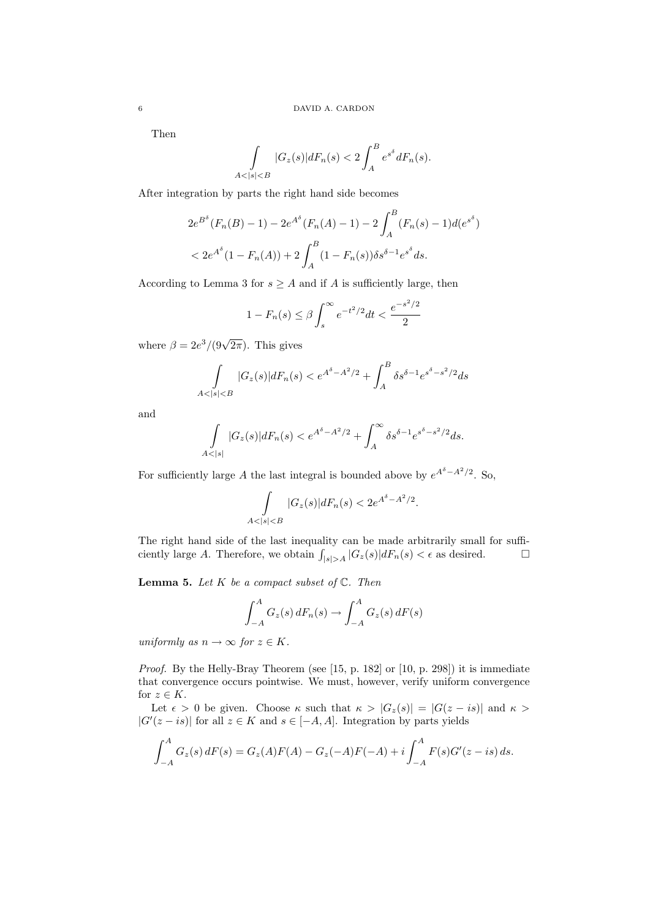Then

$$\int\limits_{A<|s|<B} |G_z(s)|dF_n(s) < 2\int_A^B e^{s^\delta} dF_n(s).$$

After integration by parts the right hand side becomes

$$\begin{aligned}
&2e^{B^\delta}(F_n(B)-1) - 2e^{A^\delta}(F_n(A)-1) - 2\int_A^B (F_n(s)-1)d(e^{s^\delta}) \\
&< 2e^{A^\delta}(1-F_n(A)) + 2\int_A^B (1-F_n(s))\delta s^{\delta-1}e^{s^\delta}ds.
\end{aligned}$$

According to Lemma 3 for $s \geq A$ and if $A$ is sufficiently large, then

$$1 - F_n(s) \leq \beta \int_s^\infty e^{-t^2/2}dt < \frac{e^{-s^2/2}}{2}$$

where $\beta = 2e^3/(9\sqrt{2\pi})$. This gives

$$\int\limits_{A<|s|<B} |G_z(s)|dF_n(s) < e^{A^\delta - A^2/2} + \int_A^B \delta s^{\delta-1} e^{s^\delta - s^2/2}ds$$

and

$$\int\limits_{A<|s|} |G_z(s)|dF_n(s) < e^{A^\delta - A^2/2} + \int_A^\infty \delta s^{\delta-1} e^{s^\delta - s^2/2}ds.$$

For sufficiently large $A$ the last integral is bounded above by $e^{A^\delta - A^2/2}$. So,

$$\int\limits_{A<|s|<B} |G_z(s)|dF_n(s) < 2e^{A^\delta - A^2/2}.$$

The right hand side of the last inequality can be made arbitrarily small for sufficiently large $A$. Therefore, we obtain $\int_{|s|>A} |G_z(s)|dF_n(s) < \epsilon$ as desired. $\square$

**Lemma 5.** *Let $K$ be a compact subset of $\mathbb{C}$. Then*

$$\int_{-A}^A G_z(s)\, dF_n(s) \to \int_{-A}^A G_z(s)\, dF(s)$$

*uniformly as $n \to \infty$ for $z \in K$.*

*Proof.* By the Helly-Bray Theorem (see [15, p. 182] or [10, p. 298]) it is immediate that convergence occurs pointwise. We must, however, verify uniform convergence for $z \in K$.

Let $\epsilon > 0$ be given. Choose $\kappa$ such that $\kappa > |G_z(s)| = |G(z - is)|$ and $\kappa > |G'(z - is)|$ for all $z \in K$ and $s \in [-A, A]$. Integration by parts yields

$$\int_{-A}^A G_z(s)\, dF(s) = G_z(A)F(A) - G_z(-A)F(-A) + i\int_{-A}^A F(s)G'(z - is)\, ds.$$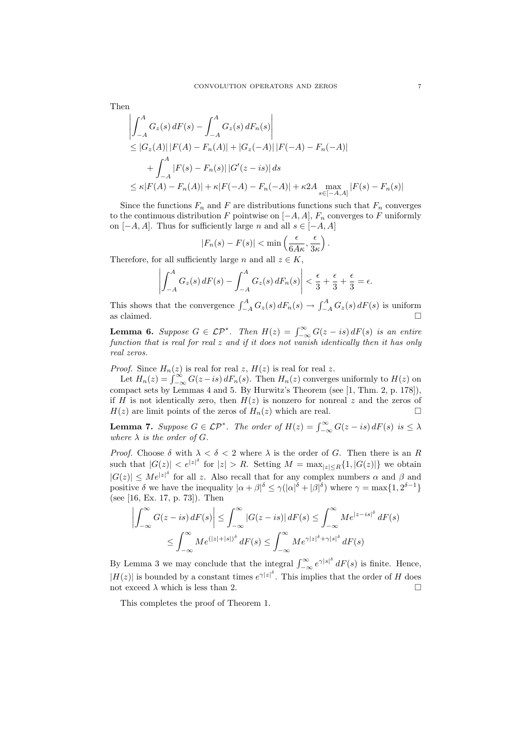Then

$$
\begin{aligned}
&\left| \int_{-A}^{A} G_z(s)\, dF(s) - \int_{-A}^{A} G_z(s)\, dF_n(s) \right| \\
&\le |G_z(A)|\, |F(A) - F_n(A)| + |G_z(-A)|\, |F(-A) - F_n(-A)| \\
&\qquad + \int_{-A}^{A} |F(s) - F_n(s)|\, |G'(z - is)|\, ds \\
&\le \kappa |F(A) - F_n(A)| + \kappa |F(-A) - F_n(-A)| + \kappa 2A \max_{s \in [-A,A]} |F(s) - F_n(s)|
\end{aligned}
$$

Since the functions $F_n$ and $F$ are distributions functions such that $F_n$ converges to the continuous distribution $F$ pointwise on $[-A, A]$, $F_n$ converges to $F$ uniformly on $[-A, A]$. Thus for sufficiently large $n$ and all $s \in [-A, A]$

$$
|F_n(s) - F(s)| < \min\left( \frac{\epsilon}{6A\kappa}, \frac{\epsilon}{3\kappa} \right).
$$

Therefore, for all sufficiently large $n$ and all $z \in K$,

$$
\left| \int_{-A}^{A} G_z(s)\, dF(s) - \int_{-A}^{A} G_z(s)\, dF_n(s) \right| < \frac{\epsilon}{3} + \frac{\epsilon}{3} + \frac{\epsilon}{3} = \epsilon.
$$

This shows that the convergence $\int_{-A}^{A} G_z(s)\, dF_n(s) \to \int_{-A}^{A} G_z(s)\, dF(s)$ is uniform as claimed. □

**Lemma 6.** *Suppose $G \in \mathcal{LP}^*$. Then $H(z) = \int_{-\infty}^{\infty} G(z - is)\, dF(s)$ is an entire function that is real for real $z$ and if it does not vanish identically then it has only real zeros.*

*Proof.* Since $H_n(z)$ is real for real $z$, $H(z)$ is real for real $z$.

Let $H_n(z) = \int_{-\infty}^{\infty} G(z - is)\, dF_n(s)$. Then $H_n(z)$ converges uniformly to $H(z)$ on compact sets by Lemmas 4 and 5. By Hurwitz's Theorem (see [1, Thm. 2, p. 178]), if $H$ is not identically zero, then $H(z)$ is nonzero for nonreal $z$ and the zeros of $H(z)$ are limit points of the zeros of $H_n(z)$ which are real. □

**Lemma 7.** *Suppose $G \in \mathcal{LP}^*$. The order of $H(z) = \int_{-\infty}^{\infty} G(z - is)\, dF(s)$ is $\le \lambda$ where $\lambda$ is the order of $G$.*

*Proof.* Choose $\delta$ with $\lambda < \delta < 2$ where $\lambda$ is the order of $G$. Then there is an $R$ such that $|G(z)| < e^{|z|^\delta}$ for $|z| > R$. Setting $M = \max_{|z| \le R}\{1, |G(z)|\}$ we obtain $|G(z)| \le M e^{|z|^\delta}$ for all $z$. Also recall that for any complex numbers $\alpha$ and $\beta$ and positive $\delta$ we have the inequality $|\alpha + \beta|^\delta \le \gamma(|\alpha|^\delta + |\beta|^\delta)$ where $\gamma = \max\{1, 2^{\delta - 1}\}$ (see [16, Ex. 17, p. 73]). Then

$$
\begin{aligned}
\left| \int_{-\infty}^{\infty} G(z - is)\, dF(s) \right| &\le \int_{-\infty}^{\infty} |G(z - is)|\, dF(s) \le \int_{-\infty}^{\infty} M e^{|z - is|^\delta}\, dF(s) \\
&\le \int_{-\infty}^{\infty} M e^{(|z| + |s|)^\delta}\, dF(s) \le \int_{-\infty}^{\infty} M e^{\gamma |z|^\delta + \gamma |s|^\delta}\, dF(s)
\end{aligned}
$$

By Lemma 3 we may conclude that the integral $\int_{-\infty}^{\infty} e^{\gamma |s|^\delta}\, dF(s)$ is finite. Hence, $|H(z)|$ is bounded by a constant times $e^{\gamma |z|^\delta}$. This implies that the order of $H$ does not exceed $\lambda$ which is less than 2. □

This completes the proof of Theorem 1.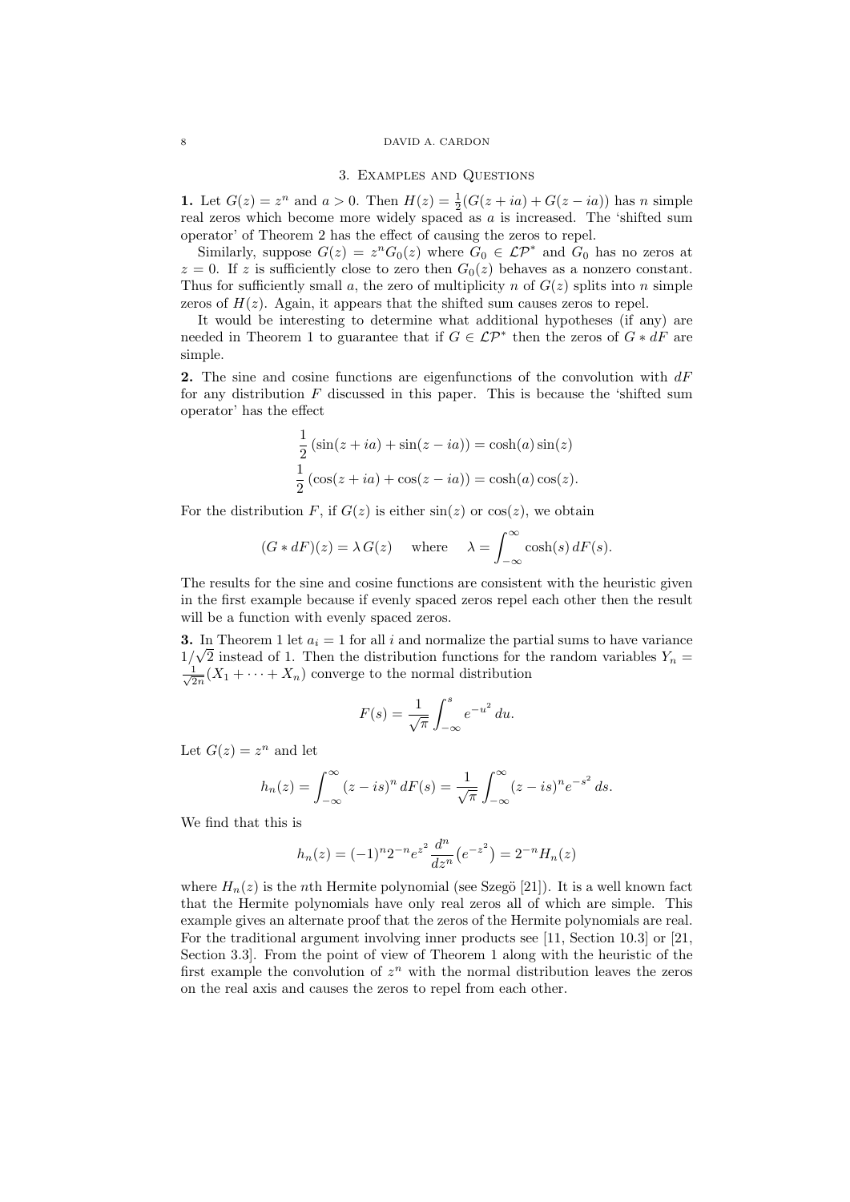## 3. Examples and Questions

**1.** Let $G(z) = z^n$ and $a > 0$. Then $H(z) = \frac{1}{2}(G(z+ia) + G(z-ia))$ has $n$ simple real zeros which become more widely spaced as $a$ is increased. The 'shifted sum operator' of Theorem 2 has the effect of causing the zeros to repel.

Similarly, suppose $G(z) = z^n G_0(z)$ where $G_0 \in \mathcal{LP}^*$ and $G_0$ has no zeros at $z = 0$. If $z$ is sufficiently close to zero then $G_0(z)$ behaves as a nonzero constant. Thus for sufficiently small $a$, the zero of multiplicity $n$ of $G(z)$ splits into $n$ simple zeros of $H(z)$. Again, it appears that the shifted sum causes zeros to repel.

It would be interesting to determine what additional hypotheses (if any) are needed in Theorem 1 to guarantee that if $G \in \mathcal{LP}^*$ then the zeros of $G * dF$ are simple.

**2.** The sine and cosine functions are eigenfunctions of the convolution with $dF$ for any distribution $F$ discussed in this paper. This is because the 'shifted sum operator' has the effect

$$\frac{1}{2}\left(\sin(z+ia) + \sin(z-ia)\right) = \cosh(a)\sin(z)$$

$$\frac{1}{2}\left(\cos(z+ia) + \cos(z-ia)\right) = \cosh(a)\cos(z).$$

For the distribution $F$, if $G(z)$ is either $\sin(z)$ or $\cos(z)$, we obtain

$$(G * dF)(z) = \lambda\, G(z) \quad \text{where} \quad \lambda = \int_{-\infty}^{\infty} \cosh(s)\, dF(s).$$

The results for the sine and cosine functions are consistent with the heuristic given in the first example because if evenly spaced zeros repel each other then the result will be a function with evenly spaced zeros.

**3.** In Theorem 1 let $a_i = 1$ for all $i$ and normalize the partial sums to have variance $1/\sqrt{2}$ instead of 1. Then the distribution functions for the random variables $Y_n = \frac{1}{\sqrt{2n}}(X_1 + \cdots + X_n)$ converge to the normal distribution

$$F(s) = \frac{1}{\sqrt{\pi}} \int_{-\infty}^{s} e^{-u^2}\, du.$$

Let $G(z) = z^n$ and let

$$h_n(z) = \int_{-\infty}^{\infty} (z - is)^n\, dF(s) = \frac{1}{\sqrt{\pi}} \int_{-\infty}^{\infty} (z - is)^n e^{-s^2}\, ds.$$

We find that this is

$$h_n(z) = (-1)^n 2^{-n} e^{z^2} \frac{d^n}{dz^n}\left(e^{-z^2}\right) = 2^{-n} H_n(z)$$

where $H_n(z)$ is the $n$th Hermite polynomial (see Szegö [21]). It is a well known fact that the Hermite polynomials have only real zeros all of which are simple. This example gives an alternate proof that the zeros of the Hermite polynomials are real. For the traditional argument involving inner products see [11, Section 10.3] or [21, Section 3.3]. From the point of view of Theorem 1 along with the heuristic of the first example the convolution of $z^n$ with the normal distribution leaves the zeros on the real axis and causes the zeros to repel from each other.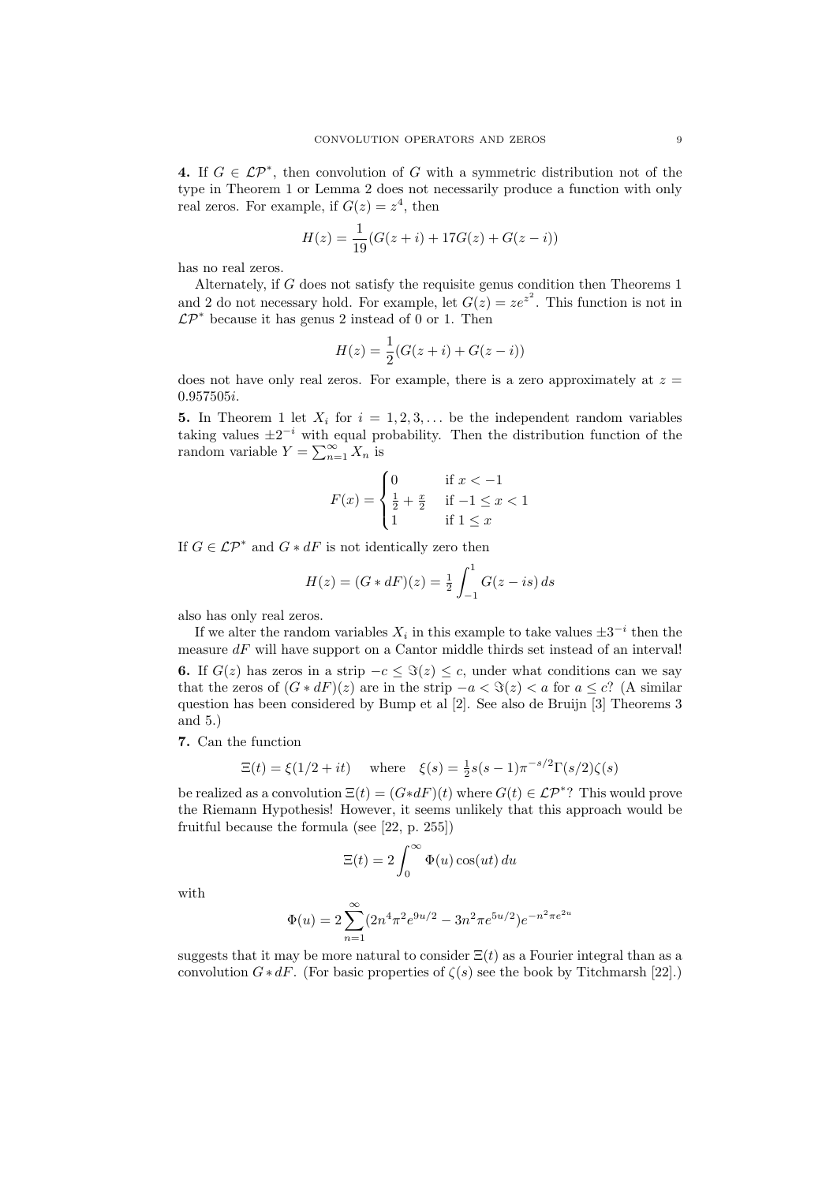**4.** If $G \in \mathcal{LP}^*$, then convolution of $G$ with a symmetric distribution not of the type in Theorem 1 or Lemma 2 does not necessarily produce a function with only real zeros. For example, if $G(z) = z^4$, then

$$H(z) = \frac{1}{19}(G(z+i) + 17G(z) + G(z-i))$$

has no real zeros.

Alternately, if $G$ does not satisfy the requisite genus condition then Theorems 1 and 2 do not necessary hold. For example, let $G(z) = ze^{z^2}$. This function is not in $\mathcal{LP}^*$ because it has genus 2 instead of 0 or 1. Then

$$H(z) = \frac{1}{2}(G(z+i) + G(z-i))$$

does not have only real zeros. For example, there is a zero approximately at $z = 0.957505i$.

**5.** In Theorem 1 let $X_i$ for $i = 1, 2, 3, \ldots$ be the independent random variables taking values $\pm 2^{-i}$ with equal probability. Then the distribution function of the random variable $Y = \sum_{n=1}^{\infty} X_n$ is

$$F(x) = \begin{cases} 0 & \text{if } x < -1 \\ \frac{1}{2} + \frac{x}{2} & \text{if } -1 \leq x < 1 \\ 1 & \text{if } 1 \leq x \end{cases}$$

If $G \in \mathcal{LP}^*$ and $G * dF$ is not identically zero then

$$H(z) = (G * dF)(z) = \tfrac{1}{2} \int_{-1}^{1} G(z - is)\, ds$$

also has only real zeros.

If we alter the random variables $X_i$ in this example to take values $\pm 3^{-i}$ then the measure $dF$ will have support on a Cantor middle thirds set instead of an interval!

**6.** If $G(z)$ has zeros in a strip $-c \leq \Im(z) \leq c$, under what conditions can we say that the zeros of $(G * dF)(z)$ are in the strip $-a < \Im(z) < a$ for $a \leq c$? (A similar question has been considered by Bump et al [2]. See also de Bruijn [3] Theorems 3 and 5.)

**7.** Can the function

$$\Xi(t) = \xi(1/2 + it) \quad \text{where} \quad \xi(s) = \tfrac{1}{2}s(s-1)\pi^{-s/2}\Gamma(s/2)\zeta(s)$$

be realized as a convolution $\Xi(t) = (G * dF)(t)$ where $G(t) \in \mathcal{LP}^*$? This would prove the Riemann Hypothesis! However, it seems unlikely that this approach would be fruitful because the formula (see [22, p. 255])

$$\Xi(t) = 2 \int_0^{\infty} \Phi(u) \cos(ut)\, du$$

with

$$\Phi(u) = 2 \sum_{n=1}^{\infty} (2n^4 \pi^2 e^{9u/2} - 3n^2 \pi e^{5u/2}) e^{-n^2 \pi e^{2u}}$$

suggests that it may be more natural to consider $\Xi(t)$ as a Fourier integral than as a convolution $G * dF$. (For basic properties of $\zeta(s)$ see the book by Titchmarsh [22].)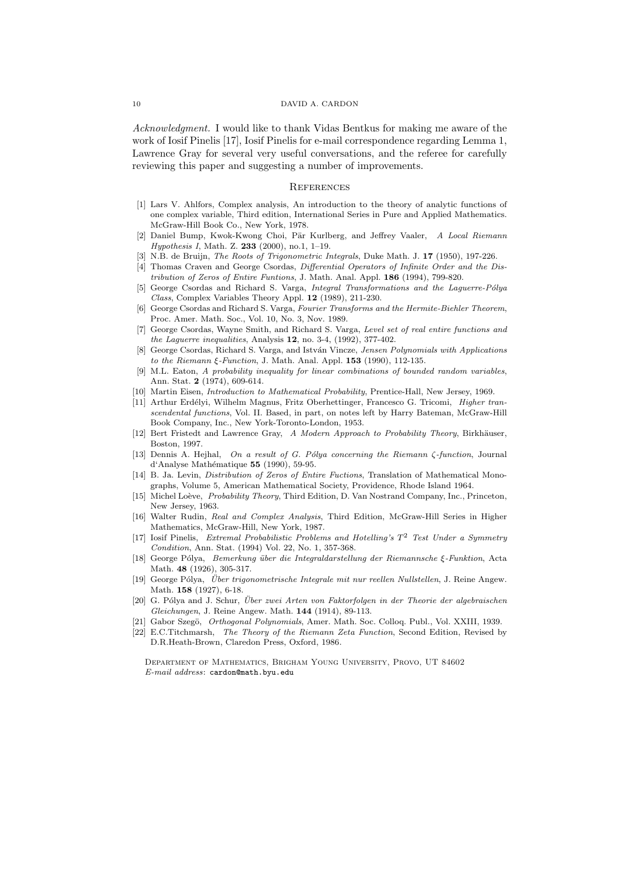*Acknowledgment.* I would like to thank Vidas Bentkus for making me aware of the work of Iosif Pinelis [17], Iosif Pinelis for e-mail correspondence regarding Lemma 1, Lawrence Gray for several very useful conversations, and the referee for carefully reviewing this paper and suggesting a number of improvements.

## References

[1] Lars V. Ahlfors, Complex analysis, An introduction to the theory of analytic functions of one complex variable, Third edition, International Series in Pure and Applied Mathematics. McGraw-Hill Book Co., New York, 1978.

[2] Daniel Bump, Kwok-Kwong Choi, Pär Kurlberg, and Jeffrey Vaaler, *A Local Riemann Hypothesis I*, Math. Z. **233** (2000), no.1, 1–19.

[3] N.B. de Bruijn, *The Roots of Trigonometric Integrals*, Duke Math. J. **17** (1950), 197-226.

[4] Thomas Craven and George Csordas, *Differential Operators of Infinite Order and the Distribution of Zeros of Entire Funtions*, J. Math. Anal. Appl. **186** (1994), 799-820.

[5] George Csordas and Richard S. Varga, *Integral Transformations and the Laguerre-Pólya Class*, Complex Variables Theory Appl. **12** (1989), 211-230.

[6] George Csordas and Richard S. Varga, *Fourier Transforms and the Hermite-Biehler Theorem*, Proc. Amer. Math. Soc., Vol. 10, No. 3, Nov. 1989.

[7] George Csordas, Wayne Smith, and Richard S. Varga, *Level set of real entire functions and the Laguerre inequalities*, Analysis **12**, no. 3-4, (1992), 377-402.

[8] George Csordas, Richard S. Varga, and István Vincze, *Jensen Polynomials with Applications to the Riemann $\xi$-Function*, J. Math. Anal. Appl. **153** (1990), 112-135.

[9] M.L. Eaton, *A probability inequality for linear combinations of bounded random variables*, Ann. Stat. **2** (1974), 609-614.

[10] Martin Eisen, *Introduction to Mathematical Probability*, Prentice-Hall, New Jersey, 1969.

[11] Arthur Erdélyi, Wilhelm Magnus, Fritz Oberhettinger, Francesco G. Tricomi, *Higher transcendental functions*, Vol. II. Based, in part, on notes left by Harry Bateman, McGraw-Hill Book Company, Inc., New York-Toronto-London, 1953.

[12] Bert Fristedt and Lawrence Gray, *A Modern Approach to Probability Theory*, Birkhäuser, Boston, 1997.

[13] Dennis A. Hejhal, *On a result of G. Pólya concerning the Riemann $\zeta$-function*, Journal d'Analyse Mathématique **55** (1990), 59-95.

[14] B. Ja. Levin, *Distribution of Zeros of Entire Fuctions*, Translation of Mathematical Monographs, Volume 5, American Mathematical Society, Providence, Rhode Island 1964.

[15] Michel Loève, *Probability Theory*, Third Edition, D. Van Nostrand Company, Inc., Princeton, New Jersey, 1963.

[16] Walter Rudin, *Real and Complex Analysis*, Third Edition, McGraw-Hill Series in Higher Mathematics, McGraw-Hill, New York, 1987.

[17] Iosif Pinelis, *Extremal Probabilistic Problems and Hotelling's $T^2$ Test Under a Symmetry Condition*, Ann. Stat. (1994) Vol. 22, No. 1, 357-368.

[18] George Pólya, *Bemerkung über die Integraldarstellung der Riemannsche $\xi$-Funktion*, Acta Math. **48** (1926), 305-317.

[19] George Pólya, *Über trigonometrische Integrale mit nur reellen Nullstellen*, J. Reine Angew. Math. **158** (1927), 6-18.

[20] G. Pólya and J. Schur, *Über zwei Arten von Faktorfolgen in der Theorie der algebraischen Gleichungen*, J. Reine Angew. Math. **144** (1914), 89-113.

[21] Gabor Szegö, *Orthogonal Polynomials*, Amer. Math. Soc. Colloq. Publ., Vol. XXIII, 1939.

[22] E.C.Titchmarsh, *The Theory of the Riemann Zeta Function*, Second Edition, Revised by D.R.Heath-Brown, Claredon Press, Oxford, 1986.

Department of Mathematics, Brigham Young University, Provo, UT 84602
*E-mail address*: cardon@math.byu.edu